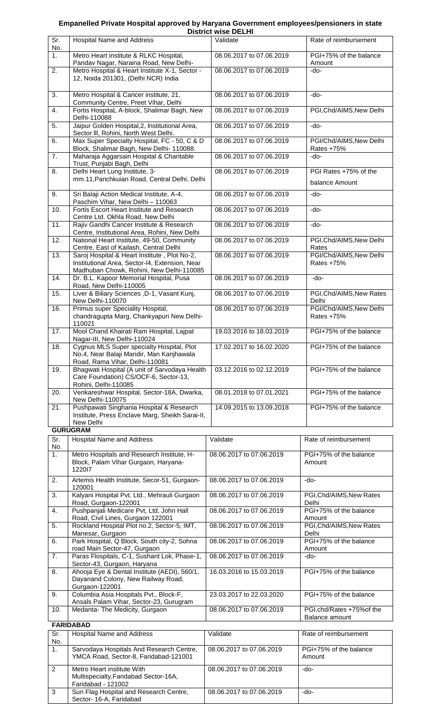**Empanelled Private Hospital approved by Haryana Government employees/pensioners in state**

**District wise DELHI**

| Sr. No. | Hospital Name and Address | Validate | Rate of reimbursement |
|---|---|---|---|
| 1. | Metro Heart institute & RLKC Hospital, Pandav Nagar, Naraina Road, New Delhi- | 08.06.2017 to 07.06.2019 | PGI+75% of the balance Amount |
| 2. | Metro Hospital & Heart Institute X-1, Sector - 12, Noida 201301, (Delhi NCR) India | 08.06.2017 to 07.06.2019 | -do- |
| 3. | Metro Hospital & Cancer institute, 21, Community Centre, Preet Vihar, Delhi | 08.06.2017 to 07.06.2019 | -do- |
| 4. | Fortis HospitaL A-block, Shalimar Bagh, New Delhi-110088 | 08.06.2017 to 07.06.2019 | PGI,Chd/AIMS,New Delhi |
| 5. | Jaipur Golden Hospital,2, Institutional Area, Sector lll, Rohini, North West Delhi. | 08.06.2017 to 07.06.2019 | -do- |
| 6. | Max Super Specialty Hospital, FC - 50, C & D Block, Shalimar Bagh, New Delhi- 110088. | 08.06.2017 to 07.06.2019 | PGI/Chd/AIMS,New Delhi Rates +75% |
| 7. | Maharaja Aggarsain Hospital & Charitable Trust, Punjabi Bagh, Delhi | 08.06.2017 to 07.06.2019 | -do- |
| 8. | Delhi Heart Lung Institute, 3-mm.11,Panchkuian Road, Central Delhi, Delhi | 08.06.2017 to 07.06.2019 | PGI Rates +75% of the balance Amount |
| 9. | Sri Balaji Action Medical Institute, A-4, Paschim Vihar, New Delhi – 110063 | 08.06.2017 to 07.06.2019 | -do- |
| 10. | Fortis Escort Heart Institute and Research Centre Ltd. Okhla Road, New Delhi | 08.06.2017 to 07.06.2019 | -do- |
| 11. | Rajiv Gandhi Cancer Institute & Research Centre, Institutional Area, Rohini, New Delhi | 08.06.2017 to 07.06.2019 | -do- |
| 12. | National Heart Institute, 49-50, Community Centre, East of Kailash, Central Delhi | 08.06.2017 to 07.06.2019 | PGI,Chd/AIMS,New Delhi Rates |
| 13. | Saroj Hospital & Heart Institute , Plot No-2, Institutional Area, Sector-l4, Extension, Near Madhuban Chowk, Rohini, New Delhi-110085 | 08.06.2017 to 07.06.2019 | PGI/Chd/AIMS,New Delhi Rates +75% |
| 14. | Dr. B.L. Kapoor Memorial Hospital, Pusa Road, New Delhi-110005 | 08.06.2017 to 07.06.2019 | -do- |
| 15. | Liver & Biliary Sciences ,D-1, Vasant Kunj, New Delhi-110070 | 08.06.2017 to 07.06.2019 | PGI,Chd/AIMS,New Rates Delhi |
| 16. | Primus super Speciality Hospital, chandragupta Marg, Chankyapuri New Delhi-110021 | 08.06.2017 to 07.06.2019 | PGI/Chd/AIMS,New Delhi Rates +75% |
| 17. | Mool Chand Khairati Ram Hospital, Lajpat Nagar-III, New Delhi-110024 | 19.03.2016 to 18.03.2019 | PGI+75% of the balance |
| 18. | Cygnus MLS Super specialty Hospital, Plot No.4, Near Balaji Mandir, Man Kanjhawala Road, Rama Vihar, Delhi-110081 | 17.02.2017 to 16.02.2020 | PGI+75% of the balance |
| 19. | Bhagwati Hospital (A unit of Sarvodaya Health Care Foundation) CS/OCF-6, Sector-13, Rohini, Delhi-110085 | 03.12.2016 to 02.12.2019 | PGI+75% of the balance |
| 20. | Venkareshwar Hospital, Sector-18A, Dwarka, New Delhi-110075 | 08.01.2018 to 07.01.2021 | PGI+75% of the balance |
| 21. | Pushpawati Singhania Hospital & Research Institute, Press Enclave Marg, Sheikh Sarai-II, New Delhi | 14.09.2015 to 13.09.2018 | PGI+75% of the balance |

**GURUGRAM**

| Sr. No. | Hospital Name and Address | Validate | Rate of reimbursement |
|---|---|---|---|
| 1. | Metro Hospitals and Research Institute, H-Block, Palam Vihar Gurgaon, Haryana-122017 | 08.06.2017 to 07.06.2019 | PGI+75% of the balance Amount |
| 2. | Artemis Health Institute, Secor-51, Gurgaon-120001 | 08.06.2017 to 07.06.2019 | -do- |
| 3. | Kalyani Hospital Pvt. Ltd., Mehrauli Gurgaon Road, Gurgaon-122001 | 08.06.2017 to 07.06.2019 | PGI,Chd/AIMS,New Rates Delhi |
| 4. | Pushpanjali Medicare Pvt, Ltd, John Hall Road, Civil Lines, Gurgaon 122001 | 08.06.2017 to 07.06.2019 | PGI+75% of the balance Amount |
| 5. | Rockland Hospital Plot no.2, Sector-5, IMT, Manesar, Gurgaon | 08.06.2017 to 07.06.2019 | PGI,Chd/AIMS,New Rates Delhi |
| 6. | Park Hospital, Q Block, South city-2, Sohna road Main Sector-47, Gurgaon | 08.06.2017 to 07.06.2019 | PGI+75% of the balance Amount |
| 7. | Paras Flospitals, C-1, Sushant Lok, Phase-1, Sector-43, Gurgaon, Haryana | 08.06.2017 to 07.06.2019 | -do- |
| 8. | Ahooja Eye & Dental Institute (AEDI), 560/1, Dayanand Colony, New Railway Road, Gurgaon-122001 | 16.03.2016 to 15.03.2019 | PGI+75% of the balance |
| 9. | Columbia Asia Hospitals Pvt., Block-F, Ansals Palam Vihar, Sector-23, Gurugram | 23.03.2017 to 22.03.2020 | PGI+75% of the balance |
| 10. | Medanta- The Medicity, Gurgaon | 08.06.2017 to 07.06.2019 | PGI,chd/Rates +75%of the Balance amount |

**FARIDABAD**

| Sr. No. | Hospital Name and Address | Validate | Rate of reimbursement |
|---|---|---|---|
| 1. | Sarvodaya Hospitals And Research Centre, YMCA Road, Sector-8, Faridabad-121001 | 08.06.2017 to 07.06.2019 | PGI+75% of the balance Amount |
| 2 | Metro Heart institute With Multispecialty,Faridabad Sector-16A, Faridabad - 121002 | 08.06.2017 to 07.06.2019 | -do- |
| 3 | Sun Flag Hospital and Research Centre, Sector- 16-A, Faridabad | 08.06.2017 to 07.06.2019 | -do- |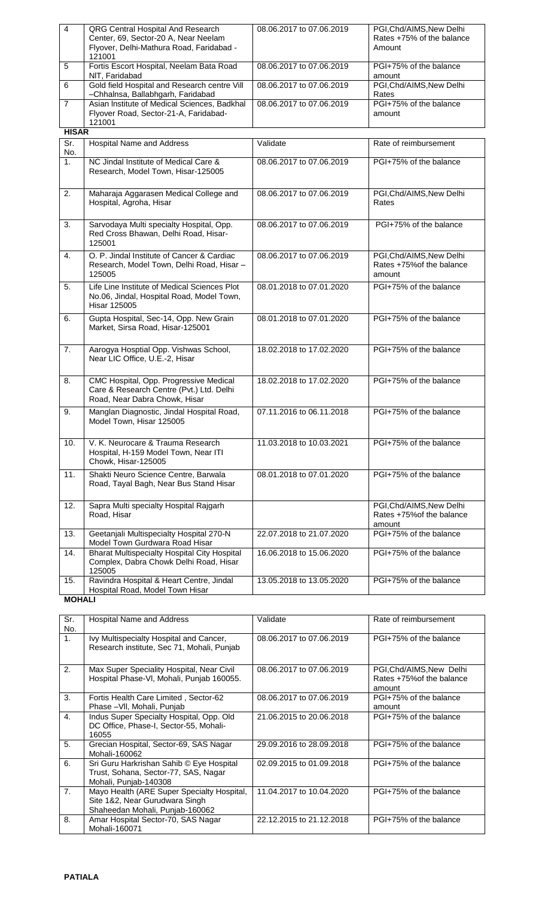| 4 | QRG Central Hospital And Research Center, 69, Sector-20 A, Near Neelam Flyover, Delhi-Mathura Road, Faridabad - 121001 | 08.06.2017 to 07.06.2019 | PGI,Chd/AIMS,New Delhi Rates +75% of the balance Amount |
|---|---|---|---|
| 5 | Fortis Escort Hospital, Neelam Bata Road NIT, Faridabad | 08.06.2017 to 07.06.2019 | PGI+75% of the balance amount |
| 6 | Gold field Hospital and Research centre Vill –Chhalnsa, Ballabhgarh, Faridabad | 08.06.2017 to 07.06.2019 | PGI,Chd/AIMS,New Delhi Rates |
| 7 | Asian Institute of Medical Sciences, Badkhal Flyover Road, Sector-21-A, Faridabad-121001 | 08.06.2017 to 07.06.2019 | PGI+75% of the balance amount |

**HISAR**

| Sr. No. | Hospital Name and Address | Validate | Rate of reimbursement |
|---|---|---|---|
| 1. | NC Jindal Institute of Medical Care & Research, Model Town, Hisar-125005 | 08.06.2017 to 07.06.2019 | PGI+75% of the balance |
| 2. | Maharaja Aggarasen Medical College and Hospital, Agroha, Hisar | 08.06.2017 to 07.06.2019 | PGI,Chd/AIMS,New Delhi Rates |
| 3. | Sarvodaya Multi specialty Hospital, Opp. Red Cross Bhawan, Delhi Road, Hisar-125001 | 08.06.2017 to 07.06.2019 | PGI+75% of the balance |
| 4. | O. P. Jindal Institute of Cancer & Cardiac Research, Model Town, Delhi Road, Hisar – 125005 | 08.06.2017 to 07.06.2019 | PGI,Chd/AIMS,New Delhi Rates +75%of the balance amount |
| 5. | Life Line Institute of Medical Sciences Plot No.06, Jindal, Hospital Road, Model Town, Hisar 125005 | 08.01.2018 to 07.01.2020 | PGI+75% of the balance |
| 6. | Gupta Hospital, Sec-14, Opp. New Grain Market, Sirsa Road, Hisar-125001 | 08.01.2018 to 07.01.2020 | PGI+75% of the balance |
| 7. | Aarogya Hosptial Opp. Vishwas School, Near LIC Office, U.E.-2, Hisar | 18.02.2018 to 17.02.2020 | PGI+75% of the balance |
| 8. | CMC Hospital, Opp. Progressive Medical Care & Research Centre (Pvt.) Ltd. Delhi Road, Near Dabra Chowk, Hisar | 18.02.2018 to 17.02.2020 | PGI+75% of the balance |
| 9. | Manglan Diagnostic, Jindal Hospital Road, Model Town, Hisar 125005 | 07.11.2016 to 06.11.2018 | PGI+75% of the balance |
| 10. | V. K. Neurocare & Trauma Research Hospital, H-159 Model Town, Near ITI Chowk, Hisar-125005 | 11.03.2018 to 10.03.2021 | PGI+75% of the balance |
| 11. | Shakti Neuro Science Centre, Barwala Road, Tayal Bagh, Near Bus Stand Hisar | 08.01.2018 to 07.01.2020 | PGI+75% of the balance |
| 12. | Sapra Multi specialty Hospital Rajgarh Road, Hisar | | PGI,Chd/AIMS,New Delhi Rates +75%of the balance amount |
| 13. | Geetanjali Multispecialty Hospital 270-N Model Town Gurdwara Road Hisar | 22.07.2018 to 21.07.2020 | PGI+75% of the balance |
| 14. | Bharat Multispecialty Hospital City Hospital Complex, Dabra Chowk Delhi Road, Hisar 125005 | 16.06.2018 to 15.06.2020 | PGI+75% of the balance |
| 15. | Ravindra Hospital & Heart Centre, Jindal Hospital Road, Model Town Hisar | 13.05.2018 to 13.05.2020 | PGI+75% of the balance |

**MOHALI**

| Sr. No. | Hospital Name and Address | Validate | Rate of reimbursement |
|---|---|---|---|
| 1. | Ivy Multispecialty Hospital and Cancer, Research institute, Sec 71, Mohali, Punjab | 08.06.2017 to 07.06.2019 | PGI+75% of the balance |
| 2. | Max Super Speciality Hospital, Near Civil Hospital Phase-VI, Mohali, Punjab 160055. | 08.06.2017 to 07.06.2019 | PGI,Chd/AIMS,New Delhi Rates +75%of the balance amount |
| 3. | Fortis Health Care Limited , Sector-62 Phase –VII, Mohali, Punjab | 08.06.2017 to 07.06.2019 | PGI+75% of the balance amount |
| 4. | Indus Super Specialty Hospital, Opp. Old DC Office, Phase-I, Sector-55, Mohali-16055 | 21.06.2015 to 20.06.2018 | PGI+75% of the balance |
| 5. | Grecian Hospital, Sector-69, SAS Nagar Mohali-160062 | 29.09.2016 to 28.09.2018 | PGI+75% of the balance |
| 6. | Sri Guru Harkrishan Sahib © Eye Hospital Trust, Sohana, Sector-77, SAS, Nagar Mohali, Punjab-140308 | 02.09.2015 to 01.09.2018 | PGI+75% of the balance |
| 7. | Mayo Health (ARE Super Specialty Hospital, Site 1&2, Near Gurudwara Singh Shaheedan Mohali, Punjab-160062 | 11.04.2017 to 10.04.2020 | PGI+75% of the balance |
| 8. | Amar Hospital Sector-70, SAS Nagar Mohali-160071 | 22.12.2015 to 21.12.2018 | PGI+75% of the balance |

**PATIALA**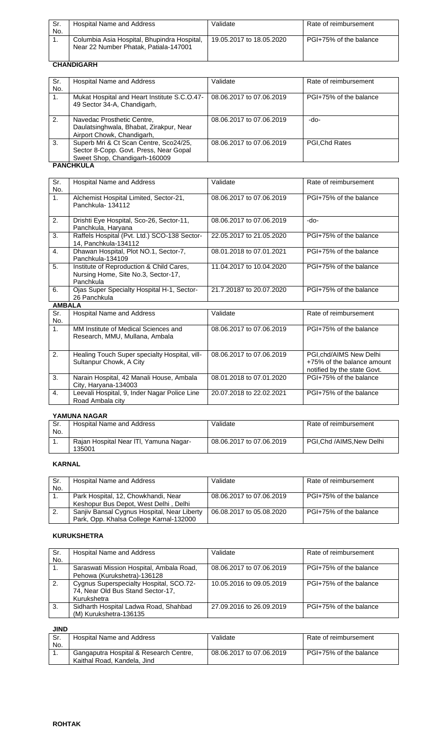| Sr. No. | Hospital Name and Address | Validate | Rate of reimbursement |
|---|---|---|---|
| 1. | Columbia Asia Hospital, Bhupindra Hospital, Near 22 Number Phatak, Patiala-147001 | 19.05.2017 to 18.05.2020 | PGI+75% of the balance |

**CHANDIGARH**

| Sr. No. | Hospital Name and Address | Validate | Rate of reimbursement |
|---|---|---|---|
| 1. | Mukat Hospital and Heart Institute S.C.O.47-49 Sector 34-A, Chandigarh, | 08.06.2017 to 07.06.2019 | PGI+75% of the balance |
| 2. | Navedac Prosthetic Centre, Daulatsinghwala, Bhabat, Zirakpur, Near Airport Chowk, Chandigarh, | 08.06.2017 to 07.06.2019 | -do- |
| 3. | Superb Mri & Ct Scan Centre, Sco24/25, Sector 8-Copp. Govt. Press, Near Gopal Sweet Shop, Chandigarh-160009 | 08.06.2017 to 07.06.2019 | PGI,Chd Rates |

**PANCHKULA**

| Sr. No. | Hospital Name and Address | Validate | Rate of reimbursement |
|---|---|---|---|
| 1. | Alchemist Hospital Limited, Sector-21, Panchkula- 134112 | 08.06.2017 to 07.06.2019 | PGI+75% of the balance |
| 2. | Drishti Eye Hospital, Sco-26, Sector-11, Panchkula, Haryana | 08.06.2017 to 07.06.2019 | -do- |
| 3. | Raffels Hospital (Pvt. Ltd.) SCO-138 Sector-14, Panchkula-134112 | 22.05.2017 to 21.05.2020 | PGI+75% of the balance |
| 4. | Dhawan Hospital, Plot NO.1, Sector-7, Panchkula-134109 | 08.01.2018 to 07.01.2021 | PGI+75% of the balance |
| 5. | Institute of Reproduction & Child Cares, Nursing Home, Site No.3, Sector-17, Panchkula | 11.04.2017 to 10.04.2020 | PGI+75% of the balance |
| 6. | Ojas Super Specialty Hospital H-1, Sector-26 Panchkula | 21.7.20187 to 20.07.2020 | PGI+75% of the balance |

**AMBALA**

| Sr. No. | Hospital Name and Address | Validate | Rate of reimbursement |
|---|---|---|---|
| 1. | MM Institute of Medical Sciences and Research, MMU, Mullana, Ambala | 08.06.2017 to 07.06.2019 | PGI+75% of the balance |
| 2. | Healing Touch Super specialty Hospital, vill-Sultanpur Chowk, A City | 08.06.2017 to 07.06.2019 | PGI,chd/AIMS New Delhi +75% of the balance amount notified by the state Govt. |
| 3. | Narain Hospital, 42 Manali House, Ambala City, Haryana-134003 | 08.01.2018 to 07.01.2020 | PGI+75% of the balance |
| 4. | Leevali Hospital, 9, Inder Nagar Police Line Road Ambala city | 20.07.2018 to 22.02.2021 | PGI+75% of the balance |

**YAMUNA NAGAR**

| Sr. No. | Hospital Name and Address | Validate | Rate of reimbursement |
|---|---|---|---|
| 1. | Rajan Hospital Near ITI, Yamuna Nagar-135001 | 08.06.2017 to 07.06.2019 | PGI,Chd /AIMS,New Delhi |

**KARNAL**

| Sr. No. | Hospital Name and Address | Validate | Rate of reimbursement |
|---|---|---|---|
| 1. | Park Hospital, 12, Chowkhandi, Near Keshopur Bus Depot, West Delhi , Delhi | 08.06.2017 to 07.06.2019 | PGI+75% of the balance |
| 2. | Sanjiv Bansal Cygnus Hospital, Near Liberty Park, Opp. Khalsa College Karnal-132000 | 06.08.2017 to 05.08.2020 | PGI+75% of the balance |

**KURUKSHETRA**

| Sr. No. | Hospital Name and Address | Validate | Rate of reimbursement |
|---|---|---|---|
| 1. | Saraswati Mission Hospital, Ambala Road, Pehowa (Kurukshetra)-136128 | 08.06.2017 to 07.06.2019 | PGI+75% of the balance |
| 2. | Cygnus Superspecialty Hospital, SCO.72-74, Near Old Bus Stand Sector-17, Kurukshetra | 10.05.2016 to 09.05.2019 | PGI+75% of the balance |
| 3. | Sidharth Hospital Ladwa Road, Shahbad (M) Kurukshetra-136135 | 27.09.2016 to 26.09.2019 | PGI+75% of the balance |

**JIND**

| Sr. No. | Hospital Name and Address | Validate | Rate of reimbursement |
|---|---|---|---|
| 1. | Gangaputra Hospital & Research Centre, Kaithal Road, Kandela, Jind | 08.06.2017 to 07.06.2019 | PGI+75% of the balance |

**ROHTAK**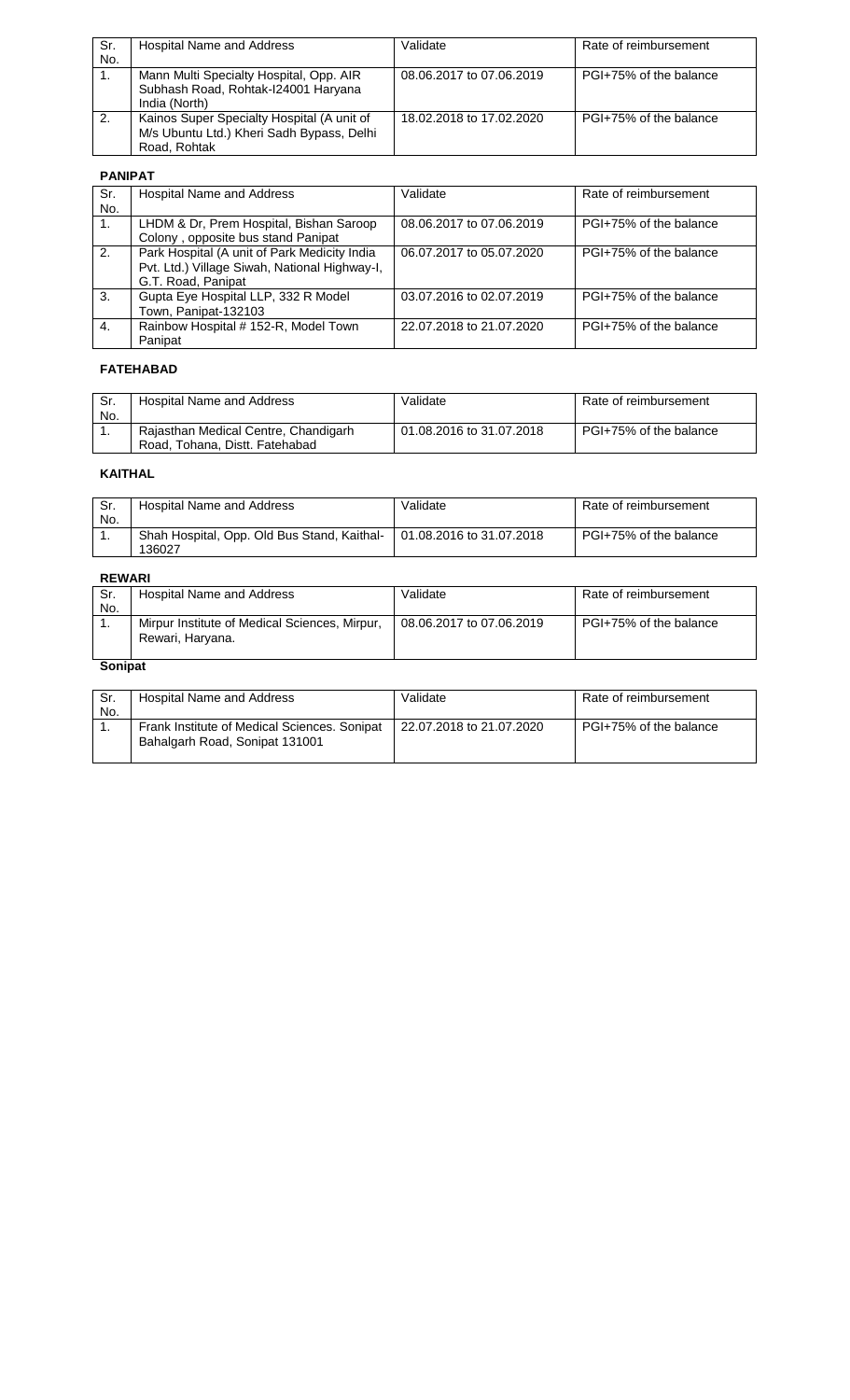| Sr. No. | Hospital Name and Address | Validate | Rate of reimbursement |
|---|---|---|---|
| 1. | Mann Multi Specialty Hospital, Opp. AIR Subhash Road, Rohtak-I24001 Haryana India (North) | 08.06.2017 to 07.06.2019 | PGI+75% of the balance |
| 2. | Kainos Super Specialty Hospital (A unit of M/s Ubuntu Ltd.) Kheri Sadh Bypass, Delhi Road, Rohtak | 18.02.2018 to 17.02.2020 | PGI+75% of the balance |

**PANIPAT**

| Sr. No. | Hospital Name and Address | Validate | Rate of reimbursement |
|---|---|---|---|
| 1. | LHDM & Dr, Prem Hospital, Bishan Saroop Colony , opposite bus stand Panipat | 08.06.2017 to 07.06.2019 | PGI+75% of the balance |
| 2. | Park Hospital (A unit of Park Medicity India Pvt. Ltd.) Village Siwah, National Highway-I, G.T. Road, Panipat | 06.07.2017 to 05.07.2020 | PGI+75% of the balance |
| 3. | Gupta Eye Hospital LLP, 332 R Model Town, Panipat-132103 | 03.07.2016 to 02.07.2019 | PGI+75% of the balance |
| 4. | Rainbow Hospital # 152-R, Model Town Panipat | 22.07.2018 to 21.07.2020 | PGI+75% of the balance |

**FATEHABAD**

| Sr. No. | Hospital Name and Address | Validate | Rate of reimbursement |
|---|---|---|---|
| 1. | Rajasthan Medical Centre, Chandigarh Road, Tohana, Distt. Fatehabad | 01.08.2016 to 31.07.2018 | PGI+75% of the balance |

**KAITHAL**

| Sr. No. | Hospital Name and Address | Validate | Rate of reimbursement |
|---|---|---|---|
| 1. | Shah Hospital, Opp. Old Bus Stand, Kaithal-136027 | 01.08.2016 to 31.07.2018 | PGI+75% of the balance |

**REWARI**

| Sr. No. | Hospital Name and Address | Validate | Rate of reimbursement |
|---|---|---|---|
| 1. | Mirpur Institute of Medical Sciences, Mirpur, Rewari, Haryana. | 08.06.2017 to 07.06.2019 | PGI+75% of the balance |

**Sonipat**

| Sr. No. | Hospital Name and Address | Validate | Rate of reimbursement |
|---|---|---|---|
| 1. | Frank Institute of Medical Sciences. Sonipat Bahalgarh Road, Sonipat 131001 | 22.07.2018 to 21.07.2020 | PGI+75% of the balance |